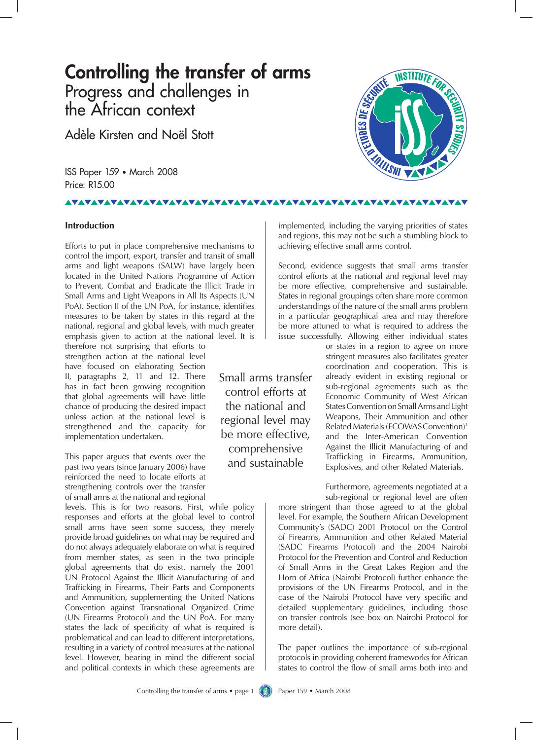# Controlling the transfer of arms

## Progress and challenges in the African context

Adèle Kirsten and Noël Stott

ISS Paper 159 • March 2008
Price: R15.00

### Introduction

Efforts to put in place comprehensive mechanisms to control the import, export, transfer and transit of small arms and light weapons (SALW) have largely been located in the United Nations Programme of Action to Prevent, Combat and Eradicate the Illicit Trade in Small Arms and Light Weapons in All Its Aspects (UN PoA). Section II of the UN PoA, for instance, identifies measures to be taken by states in this regard at the national, regional and global levels, with much greater emphasis given to action at the national level. It is therefore not surprising that efforts to strengthen action at the national level have focused on elaborating Section II, paragraphs 2, 11 and 12. There has in fact been growing recognition that global agreements will have little chance of producing the desired impact unless action at the national level is strengthened and the capacity for implementation undertaken.

This paper argues that events over the past two years (since January 2006) have reinforced the need to locate efforts at strengthening controls over the transfer of small arms at the national and regional levels. This is for two reasons. First, while policy responses and efforts at the global level to control small arms have seen some success, they merely provide broad guidelines on what may be required and do not always adequately elaborate on what is required from member states, as seen in the two principle global agreements that do exist, namely the 2001 UN Protocol Against the Illicit Manufacturing of and Trafficking in Firearms, Their Parts and Components and Ammunition, supplementing the United Nations Convention against Transnational Organized Crime (UN Firearms Protocol) and the UN PoA. For many states the lack of specificity of what is required is problematical and can lead to different interpretations, resulting in a variety of control measures at the national level. However, bearing in mind the different social and political contexts in which these agreements are implemented, including the varying priorities of states and regions, this may not be such a stumbling block to achieving effective small arms control.

Second, evidence suggests that small arms transfer control efforts at the national and regional level may be more effective, comprehensive and sustainable. States in regional groupings often share more common understandings of the nature of the small arms problem in a particular geographical area and may therefore be more attuned to what is required to address the issue successfully. Allowing either individual states or states in a region to agree on more stringent measures also facilitates greater coordination and cooperation. This is already evident in existing regional or sub-regional agreements such as the Economic Community of West African States Convention on Small Arms and Light Weapons, Their Ammunition and other Related Materials (ECOWAS Convention)[1] and the Inter-American Convention Against the Illicit Manufacturing of and Trafficking in Firearms, Ammunition, Explosives, and other Related Materials.

> Small arms transfer control efforts at the national and regional level may be more effective, comprehensive and sustainable

Furthermore, agreements negotiated at a sub-regional or regional level are often more stringent than those agreed to at the global level. For example, the Southern African Development Community's (SADC) 2001 Protocol on the Control of Firearms, Ammunition and other Related Material (SADC Firearms Protocol) and the 2004 Nairobi Protocol for the Prevention and Control and Reduction of Small Arms in the Great Lakes Region and the Horn of Africa (Nairobi Protocol) further enhance the provisions of the UN Firearms Protocol, and in the case of the Nairobi Protocol have very specific and detailed supplementary guidelines, including those on transfer controls (see box on Nairobi Protocol for more detail).

The paper outlines the importance of sub-regional protocols in providing coherent frameworks for African states to control the flow of small arms both into and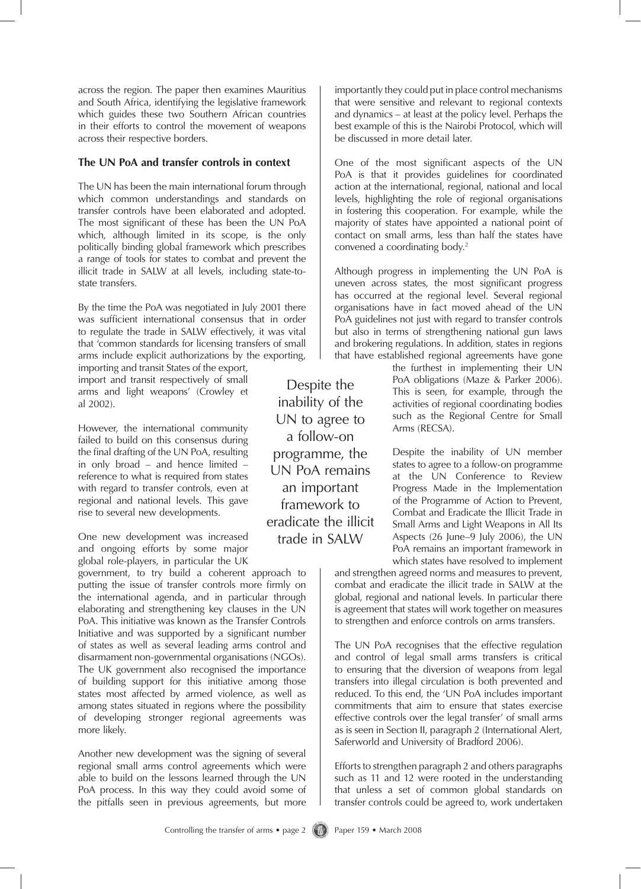across the region. The paper then examines Mauritius and South Africa, identifying the legislative framework which guides these two Southern African countries in their efforts to control the movement of weapons across their respective borders.

**The UN PoA and transfer controls in context**

The UN has been the main international forum through which common understandings and standards on transfer controls have been elaborated and adopted. The most significant of these has been the UN PoA which, although limited in its scope, is the only politically binding global framework which prescribes a range of tools for states to combat and prevent the illicit trade in SALW at all levels, including state-to-state transfers.

By the time the PoA was negotiated in July 2001 there was sufficient international consensus that in order to regulate the trade in SALW effectively, it was vital that 'common standards for licensing transfers of small arms include explicit authorizations by the exporting, importing and transit States of the export, import and transit respectively of small arms and light weapons' (Crowley et al 2002).

However, the international community failed to build on this consensus during the final drafting of the UN PoA, resulting in only broad – and hence limited – reference to what is required from states with regard to transfer controls, even at regional and national levels. This gave rise to several new developments.

One new development was increased and ongoing efforts by some major global role-players, in particular the UK government, to try build a coherent approach to putting the issue of transfer controls more firmly on the international agenda, and in particular through elaborating and strengthening key clauses in the UN PoA. This initiative was known as the Transfer Controls Initiative and was supported by a significant number of states as well as several leading arms control and disarmament non-governmental organisations (NGOs). The UK government also recognised the importance of building support for this initiative among those states most affected by armed violence, as well as among states situated in regions where the possibility of developing stronger regional agreements was more likely.

Another new development was the signing of several regional small arms control agreements which were able to build on the lessons learned through the UN PoA process. In this way they could avoid some of the pitfalls seen in previous agreements, but more importantly they could put in place control mechanisms that were sensitive and relevant to regional contexts and dynamics – at least at the policy level. Perhaps the best example of this is the Nairobi Protocol, which will be discussed in more detail later.

One of the most significant aspects of the UN PoA is that it provides guidelines for coordinated action at the international, regional, national and local levels, highlighting the role of regional organisations in fostering this cooperation. For example, while the majority of states have appointed a national point of contact on small arms, less than half the states have convened a coordinating body.[2]

Although progress in implementing the UN PoA is uneven across states, the most significant progress has occurred at the regional level. Several regional organisations have in fact moved ahead of the UN PoA guidelines not just with regard to transfer controls but also in terms of strengthening national gun laws and brokering regulations. In addition, states in regions that have established regional agreements have gone the furthest in implementing their UN PoA obligations (Maze & Parker 2006). This is seen, for example, through the activities of regional coordinating bodies such as the Regional Centre for Small Arms (RECSA).

> Despite the inability of the UN to agree to a follow-on programme, the UN PoA remains an important framework to eradicate the illicit trade in SALW

Despite the inability of UN member states to agree to a follow-on programme at the UN Conference to Review Progress Made in the Implementation of the Programme of Action to Prevent, Combat and Eradicate the Illicit Trade in Small Arms and Light Weapons in All Its Aspects (26 June–9 July 2006), the UN PoA remains an important framework in which states have resolved to implement and strengthen agreed norms and measures to prevent, combat and eradicate the illicit trade in SALW at the global, regional and national levels. In particular there is agreement that states will work together on measures to strengthen and enforce controls on arms transfers.

The UN PoA recognises that the effective regulation and control of legal small arms transfers is critical to ensuring that the diversion of weapons from legal transfers into illegal circulation is both prevented and reduced. To this end, the 'UN PoA includes important commitments that aim to ensure that states exercise effective controls over the legal transfer' of small arms as is seen in Section II, paragraph 2 (International Alert, Saferworld and University of Bradford 2006).

Efforts to strengthen paragraph 2 and others paragraphs such as 11 and 12 were rooted in the understanding that unless a set of common global standards on transfer controls could be agreed to, work undertaken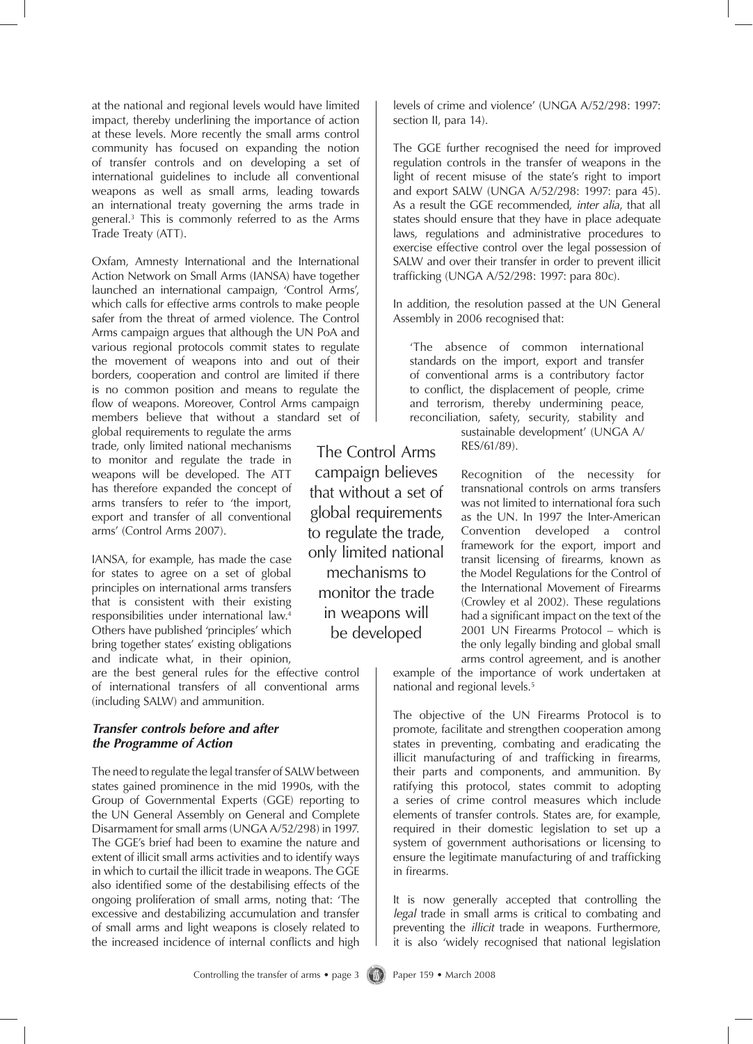at the national and regional levels would have limited impact, thereby underlining the importance of action at these levels. More recently the small arms control community has focused on expanding the notion of transfer controls and on developing a set of international guidelines to include all conventional weapons as well as small arms, leading towards an international treaty governing the arms trade in general.[3] This is commonly referred to as the Arms Trade Treaty (ATT).

Oxfam, Amnesty International and the International Action Network on Small Arms (IANSA) have together launched an international campaign, 'Control Arms', which calls for effective arms controls to make people safer from the threat of armed violence. The Control Arms campaign argues that although the UN PoA and various regional protocols commit states to regulate the movement of weapons into and out of their borders, cooperation and control are limited if there is no common position and means to regulate the flow of weapons. Moreover, Control Arms campaign members believe that without a standard set of global requirements to regulate the arms trade, only limited national mechanisms to monitor and regulate the trade in weapons will be developed. The ATT has therefore expanded the concept of arms transfers to refer to 'the import, export and transfer of all conventional arms' (Control Arms 2007).

IANSA, for example, has made the case for states to agree on a set of global principles on international arms transfers that is consistent with their existing responsibilities under international law.[4] Others have published 'principles' which bring together states' existing obligations and indicate what, in their opinion, are the best general rules for the effective control of international transfers of all conventional arms (including SALW) and ammunition.

> The Control Arms campaign believes that without a set of global requirements to regulate the trade, only limited national mechanisms to monitor the trade in weapons will be developed

### *Transfer controls before and after the Programme of Action*

The need to regulate the legal transfer of SALW between states gained prominence in the mid 1990s, with the Group of Governmental Experts (GGE) reporting to the UN General Assembly on General and Complete Disarmament for small arms (UNGA A/52/298) in 1997. The GGE's brief had been to examine the nature and extent of illicit small arms activities and to identify ways in which to curtail the illicit trade in weapons. The GGE also identified some of the destabilising effects of the ongoing proliferation of small arms, noting that: 'The excessive and destabilizing accumulation and transfer of small arms and light weapons is closely related to the increased incidence of internal conflicts and high levels of crime and violence' (UNGA A/52/298: 1997: section II, para 14).

The GGE further recognised the need for improved regulation controls in the transfer of weapons in the light of recent misuse of the state's right to import and export SALW (UNGA A/52/298: 1997: para 45). As a result the GGE recommended, *inter alia*, that all states should ensure that they have in place adequate laws, regulations and administrative procedures to exercise effective control over the legal possession of SALW and over their transfer in order to prevent illicit trafficking (UNGA A/52/298: 1997: para 80c).

In addition, the resolution passed at the UN General Assembly in 2006 recognised that:

> 'The absence of common international standards on the import, export and transfer of conventional arms is a contributory factor to conflict, the displacement of people, crime and terrorism, thereby undermining peace, reconciliation, safety, security, stability and sustainable development' (UNGA A/RES/61/89).

Recognition of the necessity for transnational controls on arms transfers was not limited to international fora such as the UN. In 1997 the Inter-American Convention developed a control framework for the export, import and transit licensing of firearms, known as the Model Regulations for the Control of the International Movement of Firearms (Crowley et al 2002). These regulations had a significant impact on the text of the 2001 UN Firearms Protocol – which is the only legally binding and global small arms control agreement, and is another example of the importance of work undertaken at national and regional levels.[5]

The objective of the UN Firearms Protocol is to promote, facilitate and strengthen cooperation among states in preventing, combating and eradicating the illicit manufacturing of and trafficking in firearms, their parts and components, and ammunition. By ratifying this protocol, states commit to adopting a series of crime control measures which include elements of transfer controls. States are, for example, required in their domestic legislation to set up a system of government authorisations or licensing to ensure the legitimate manufacturing of and trafficking in firearms.

It is now generally accepted that controlling the *legal* trade in small arms is critical to combating and preventing the *illicit* trade in weapons. Furthermore, it is also 'widely recognised that national legislation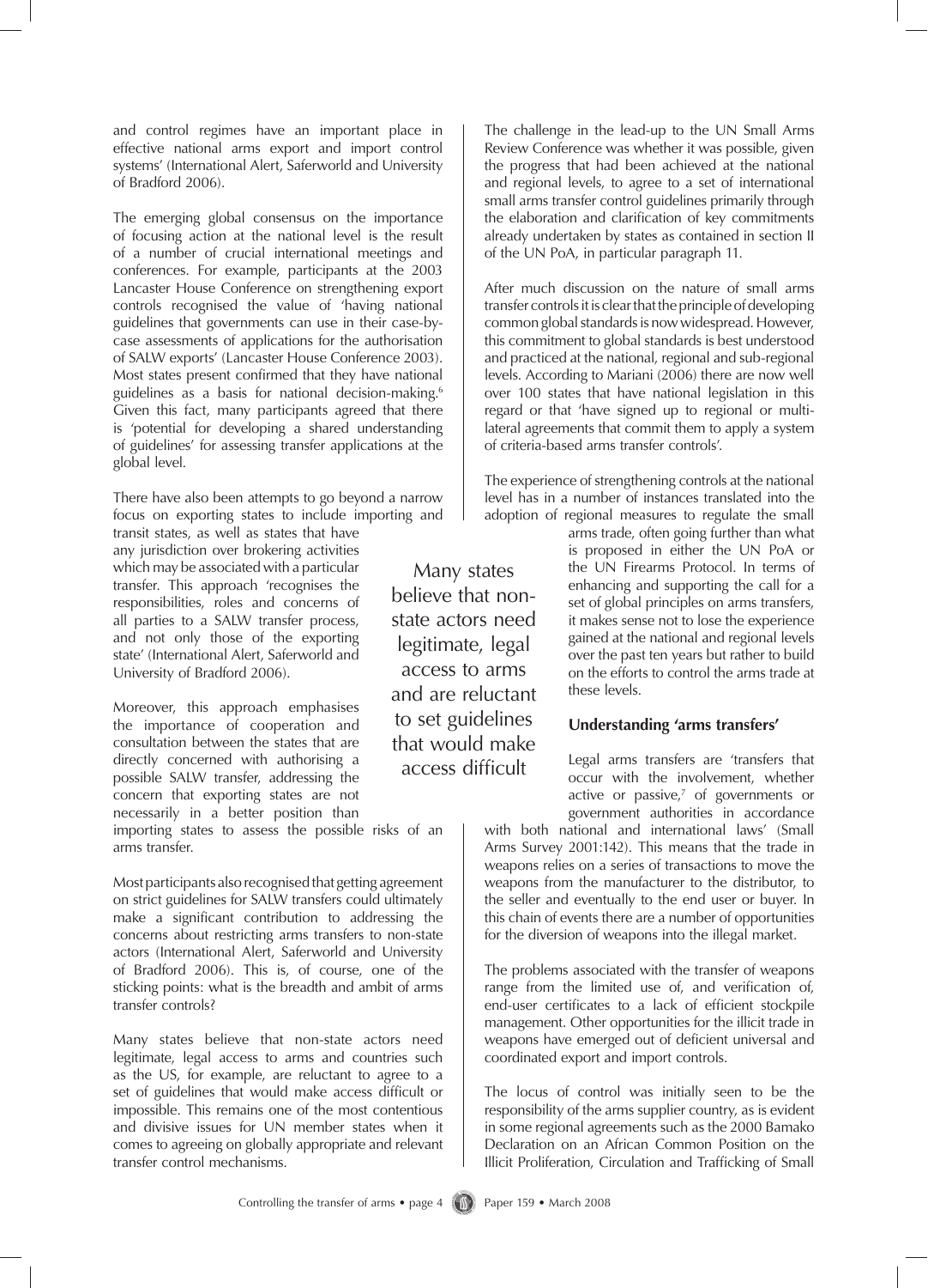and control regimes have an important place in effective national arms export and import control systems' (International Alert, Saferworld and University of Bradford 2006).

The emerging global consensus on the importance of focusing action at the national level is the result of a number of crucial international meetings and conferences. For example, participants at the 2003 Lancaster House Conference on strengthening export controls recognised the value of 'having national guidelines that governments can use in their case-by-case assessments of applications for the authorisation of SALW exports' (Lancaster House Conference 2003). Most states present confirmed that they have national guidelines as a basis for national decision-making.[6] Given this fact, many participants agreed that there is 'potential for developing a shared understanding of guidelines' for assessing transfer applications at the global level.

There have also been attempts to go beyond a narrow focus on exporting states to include importing and transit states, as well as states that have any jurisdiction over brokering activities which may be associated with a particular transfer. This approach 'recognises the responsibilities, roles and concerns of all parties to a SALW transfer process, and not only those of the exporting state' (International Alert, Saferworld and University of Bradford 2006).

Moreover, this approach emphasises the importance of cooperation and consultation between the states that are directly concerned with authorising a possible SALW transfer, addressing the concern that exporting states are not necessarily in a better position than importing states to assess the possible risks of an arms transfer.

Most participants also recognised that getting agreement on strict guidelines for SALW transfers could ultimately make a significant contribution to addressing the concerns about restricting arms transfers to non-state actors (International Alert, Saferworld and University of Bradford 2006). This is, of course, one of the sticking points: what is the breadth and ambit of arms transfer controls?

Many states believe that non-state actors need legitimate, legal access to arms and countries such as the US, for example, are reluctant to agree to a set of guidelines that would make access difficult or impossible. This remains one of the most contentious and divisive issues for UN member states when it comes to agreeing on globally appropriate and relevant transfer control mechanisms.

> Many states believe that non-state actors need legitimate, legal access to arms and are reluctant to set guidelines that would make access difficult

The challenge in the lead-up to the UN Small Arms Review Conference was whether it was possible, given the progress that had been achieved at the national and regional levels, to agree to a set of international small arms transfer control guidelines primarily through the elaboration and clarification of key commitments already undertaken by states as contained in section II of the UN PoA, in particular paragraph 11.

After much discussion on the nature of small arms transfer controls it is clear that the principle of developing common global standards is now widespread. However, this commitment to global standards is best understood and practiced at the national, regional and sub-regional levels. According to Mariani (2006) there are now well over 100 states that have national legislation in this regard or that 'have signed up to regional or multi-lateral agreements that commit them to apply a system of criteria-based arms transfer controls'.

The experience of strengthening controls at the national level has in a number of instances translated into the adoption of regional measures to regulate the small arms trade, often going further than what is proposed in either the UN PoA or the UN Firearms Protocol. In terms of enhancing and supporting the call for a set of global principles on arms transfers, it makes sense not to lose the experience gained at the national and regional levels over the past ten years but rather to build on the efforts to control the arms trade at these levels.

### Understanding 'arms transfers'

Legal arms transfers are 'transfers that occur with the involvement, whether active or passive,[7] of governments or government authorities in accordance with both national and international laws' (Small Arms Survey 2001:142). This means that the trade in weapons relies on a series of transactions to move the weapons from the manufacturer to the distributor, to the seller and eventually to the end user or buyer. In this chain of events there are a number of opportunities for the diversion of weapons into the illegal market.

The problems associated with the transfer of weapons range from the limited use of, and verification of, end-user certificates to a lack of efficient stockpile management. Other opportunities for the illicit trade in weapons have emerged out of deficient universal and coordinated export and import controls.

The locus of control was initially seen to be the responsibility of the arms supplier country, as is evident in some regional agreements such as the 2000 Bamako Declaration on an African Common Position on the Illicit Proliferation, Circulation and Trafficking of Small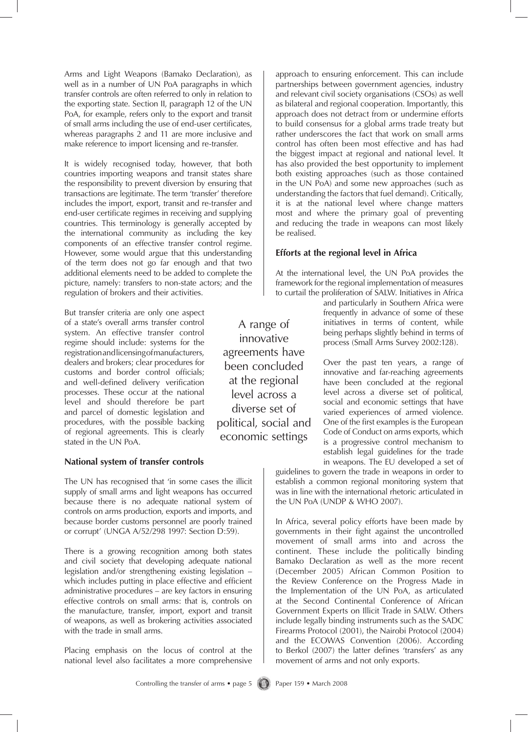Arms and Light Weapons (Bamako Declaration), as well as in a number of UN PoA paragraphs in which transfer controls are often referred to only in relation to the exporting state. Section II, paragraph 12 of the UN PoA, for example, refers only to the export and transit of small arms including the use of end-user certificates, whereas paragraphs 2 and 11 are more inclusive and make reference to import licensing and re-transfer.

It is widely recognised today, however, that both countries importing weapons and transit states share the responsibility to prevent diversion by ensuring that transactions are legitimate. The term 'transfer' therefore includes the import, export, transit and re-transfer and end-user certificate regimes in receiving and supplying countries. This terminology is generally accepted by the international community as including the key components of an effective transfer control regime. However, some would argue that this understanding of the term does not go far enough and that two additional elements need to be added to complete the picture, namely: transfers to non-state actors; and the regulation of brokers and their activities.

But transfer criteria are only one aspect of a state's overall arms transfer control system. An effective transfer control regime should include: systems for the registration and licensing of manufacturers, dealers and brokers; clear procedures for customs and border control officials; and well-defined delivery verification processes. These occur at the national level and should therefore be part and parcel of domestic legislation and procedures, with the possible backing of regional agreements. This is clearly stated in the UN PoA.

## National system of transfer controls

The UN has recognised that 'in some cases the illicit supply of small arms and light weapons has occurred because there is no adequate national system of controls on arms production, exports and imports, and because border customs personnel are poorly trained or corrupt' (UNGA A/52/298 1997: Section D:59).

There is a growing recognition among both states and civil society that developing adequate national legislation and/or strengthening existing legislation – which includes putting in place effective and efficient administrative procedures – are key factors in ensuring effective controls on small arms: that is, controls on the manufacture, transfer, import, export and transit of weapons, as well as brokering activities associated with the trade in small arms.

Placing emphasis on the locus of control at the national level also facilitates a more comprehensive approach to ensuring enforcement. This can include partnerships between government agencies, industry and relevant civil society organisations (CSOs) as well as bilateral and regional cooperation. Importantly, this approach does not detract from or undermine efforts to build consensus for a global arms trade treaty but rather underscores the fact that work on small arms control has often been most effective and has had the biggest impact at regional and national level. It has also provided the best opportunity to implement both existing approaches (such as those contained in the UN PoA) and some new approaches (such as understanding the factors that fuel demand). Critically, it is at the national level where change matters most and where the primary goal of preventing and reducing the trade in weapons can most likely be realised.

## Efforts at the regional level in Africa

At the international level, the UN PoA provides the framework for the regional implementation of measures to curtail the proliferation of SALW. Initiatives in Africa and particularly in Southern Africa were frequently in advance of some of these initiatives in terms of content, while being perhaps slightly behind in terms of process (Small Arms Survey 2002:128).

> A range of innovative agreements have been concluded at the regional level across a diverse set of political, social and economic settings

Over the past ten years, a range of innovative and far-reaching agreements have been concluded at the regional level across a diverse set of political, social and economic settings that have varied experiences of armed violence. One of the first examples is the European Code of Conduct on arms exports, which is a progressive control mechanism to establish legal guidelines for the trade in weapons. The EU developed a set of guidelines to govern the trade in weapons in order to establish a common regional monitoring system that was in line with the international rhetoric articulated in the UN PoA (UNDP & WHO 2007).

In Africa, several policy efforts have been made by governments in their fight against the uncontrolled movement of small arms into and across the continent. These include the politically binding Bamako Declaration as well as the more recent (December 2005) African Common Position to the Review Conference on the Progress Made in the Implementation of the UN PoA, as articulated at the Second Continental Conference of African Government Experts on Illicit Trade in SALW. Others include legally binding instruments such as the SADC Firearms Protocol (2001), the Nairobi Protocol (2004) and the ECOWAS Convention (2006). According to Berkol (2007) the latter defines 'transfers' as any movement of arms and not only exports.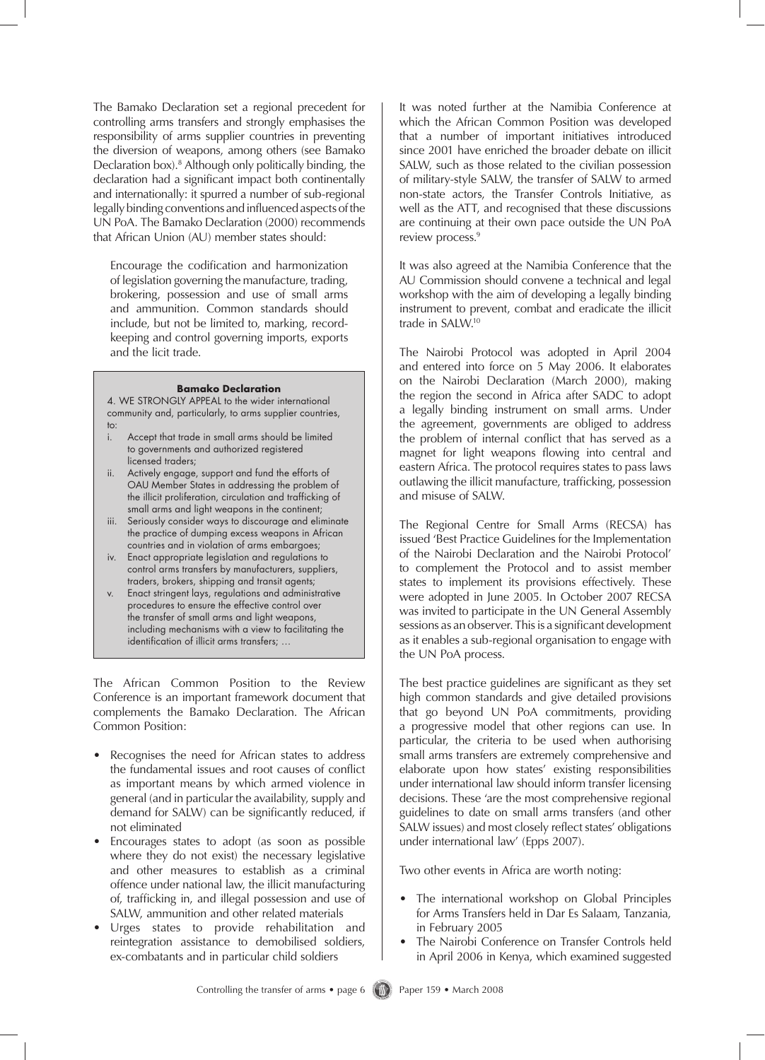The Bamako Declaration set a regional precedent for controlling arms transfers and strongly emphasises the responsibility of arms supplier countries in preventing the diversion of weapons, among others (see Bamako Declaration box).[8] Although only politically binding, the declaration had a significant impact both continentally and internationally: it spurred a number of sub-regional legally binding conventions and influenced aspects of the UN PoA. The Bamako Declaration (2000) recommends that African Union (AU) member states should:

> Encourage the codification and harmonization of legislation governing the manufacture, trading, brokering, possession and use of small arms and ammunition. Common standards should include, but not be limited to, marking, record-keeping and control governing imports, exports and the licit trade.

> **Bamako Declaration**
>
> 4. WE STRONGLY APPEAL to the wider international community and, particularly, to arms supplier countries, to:
>
> i. Accept that trade in small arms should be limited to governments and authorized registered licensed traders;
> ii. Actively engage, support and fund the efforts of OAU Member States in addressing the problem of the illicit proliferation, circulation and trafficking of small arms and light weapons in the continent;
> iii. Seriously consider ways to discourage and eliminate the practice of dumping excess weapons in African countries and in violation of arms embargoes;
> iv. Enact appropriate legislation and regulations to control arms transfers by manufacturers, suppliers, traders, brokers, shipping and transit agents;
> v. Enact stringent lays, regulations and administrative procedures to ensure the effective control over the transfer of small arms and light weapons, including mechanisms with a view to facilitating the identification of illicit arms transfers; …

The African Common Position to the Review Conference is an important framework document that complements the Bamako Declaration. The African Common Position:

- Recognises the need for African states to address the fundamental issues and root causes of conflict as important means by which armed violence in general (and in particular the availability, supply and demand for SALW) can be significantly reduced, if not eliminated
- Encourages states to adopt (as soon as possible where they do not exist) the necessary legislative and other measures to establish as a criminal offence under national law, the illicit manufacturing of, trafficking in, and illegal possession and use of SALW, ammunition and other related materials
- Urges states to provide rehabilitation and reintegration assistance to demobilised soldiers, ex-combatants and in particular child soldiers

It was noted further at the Namibia Conference at which the African Common Position was developed that a number of important initiatives introduced since 2001 have enriched the broader debate on illicit SALW, such as those related to the civilian possession of military-style SALW, the transfer of SALW to armed non-state actors, the Transfer Controls Initiative, as well as the ATT, and recognised that these discussions are continuing at their own pace outside the UN PoA review process.[9]

It was also agreed at the Namibia Conference that the AU Commission should convene a technical and legal workshop with the aim of developing a legally binding instrument to prevent, combat and eradicate the illicit trade in SALW.[10]

The Nairobi Protocol was adopted in April 2004 and entered into force on 5 May 2006. It elaborates on the Nairobi Declaration (March 2000), making the region the second in Africa after SADC to adopt a legally binding instrument on small arms. Under the agreement, governments are obliged to address the problem of internal conflict that has served as a magnet for light weapons flowing into central and eastern Africa. The protocol requires states to pass laws outlawing the illicit manufacture, trafficking, possession and misuse of SALW.

The Regional Centre for Small Arms (RECSA) has issued 'Best Practice Guidelines for the Implementation of the Nairobi Declaration and the Nairobi Protocol' to complement the Protocol and to assist member states to implement its provisions effectively. These were adopted in June 2005. In October 2007 RECSA was invited to participate in the UN General Assembly sessions as an observer. This is a significant development as it enables a sub-regional organisation to engage with the UN PoA process.

The best practice guidelines are significant as they set high common standards and give detailed provisions that go beyond UN PoA commitments, providing a progressive model that other regions can use. In particular, the criteria to be used when authorising small arms transfers are extremely comprehensive and elaborate upon how states' existing responsibilities under international law should inform transfer licensing decisions. These 'are the most comprehensive regional guidelines to date on small arms transfers (and other SALW issues) and most closely reflect states' obligations under international law' (Epps 2007).

Two other events in Africa are worth noting:

- The international workshop on Global Principles for Arms Transfers held in Dar Es Salaam, Tanzania, in February 2005
- The Nairobi Conference on Transfer Controls held in April 2006 in Kenya, which examined suggested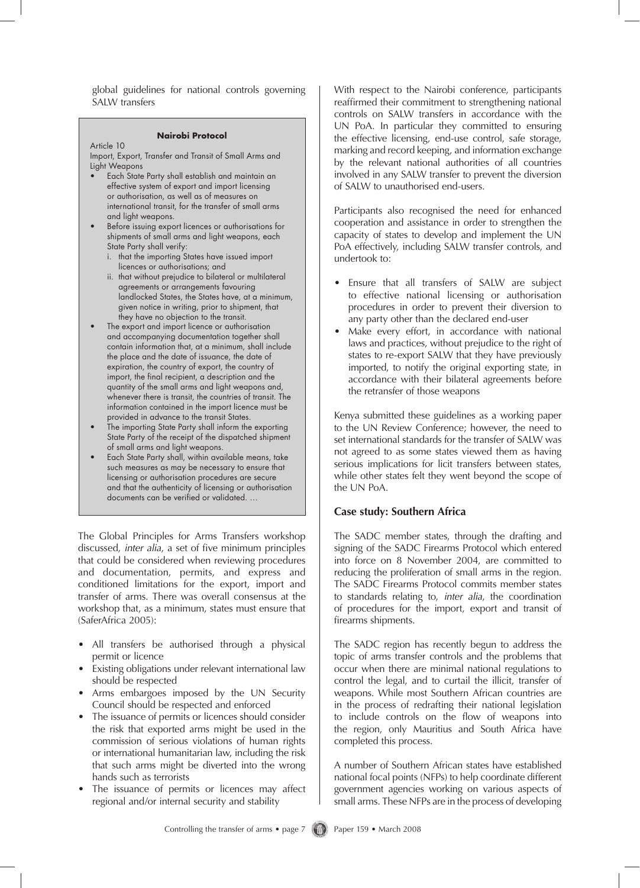global guidelines for national controls governing SALW transfers

> **Nairobi Protocol**
>
> Article 10
>
> Import, Export, Transfer and Transit of Small Arms and Light Weapons
>
> - Each State Party shall establish and maintain an effective system of export and import licensing or authorisation, as well as of measures on international transit, for the transfer of small arms and light weapons.
> - Before issuing export licences or authorisations for shipments of small arms and light weapons, each State Party shall verify:
>   - i. that the importing States have issued import licences or authorisations; and
>   - ii. that without prejudice to bilateral or multilateral agreements or arrangements favouring landlocked States, the States have, at a minimum, given notice in writing, prior to shipment, that they have no objection to the transit.
> - The export and import licence or authorisation and accompanying documentation together shall contain information that, at a minimum, shall include the place and the date of issuance, the date of expiration, the country of export, the country of import, the final recipient, a description and the quantity of the small arms and light weapons and, whenever there is transit, the countries of transit. The information contained in the import licence must be provided in advance to the transit States.
> - The importing State Party shall inform the exporting State Party of the receipt of the dispatched shipment of small arms and light weapons.
> - Each State Party shall, within available means, take such measures as may be necessary to ensure that licensing or authorisation procedures are secure and that the authenticity of licensing or authorisation documents can be verified or validated. …

The Global Principles for Arms Transfers workshop discussed, *inter alia*, a set of five minimum principles that could be considered when reviewing procedures and documentation, permits, and express and conditioned limitations for the export, import and transfer of arms. There was overall consensus at the workshop that, as a minimum, states must ensure that (SaferAfrica 2005):

- All transfers be authorised through a physical permit or licence
- Existing obligations under relevant international law should be respected
- Arms embargoes imposed by the UN Security Council should be respected and enforced
- The issuance of permits or licences should consider the risk that exported arms might be used in the commission of serious violations of human rights or international humanitarian law, including the risk that such arms might be diverted into the wrong hands such as terrorists
- The issuance of permits or licences may affect regional and/or internal security and stability

With respect to the Nairobi conference, participants reaffirmed their commitment to strengthening national controls on SALW transfers in accordance with the UN PoA. In particular they committed to ensuring the effective licensing, end-use control, safe storage, marking and record keeping, and information exchange by the relevant national authorities of all countries involved in any SALW transfer to prevent the diversion of SALW to unauthorised end-users.

Participants also recognised the need for enhanced cooperation and assistance in order to strengthen the capacity of states to develop and implement the UN PoA effectively, including SALW transfer controls, and undertook to:

- Ensure that all transfers of SALW are subject to effective national licensing or authorisation procedures in order to prevent their diversion to any party other than the declared end-user
- Make every effort, in accordance with national laws and practices, without prejudice to the right of states to re-export SALW that they have previously imported, to notify the original exporting state, in accordance with their bilateral agreements before the retransfer of those weapons

Kenya submitted these guidelines as a working paper to the UN Review Conference; however, the need to set international standards for the transfer of SALW was not agreed to as some states viewed them as having serious implications for licit transfers between states, while other states felt they went beyond the scope of the UN PoA.

## Case study: Southern Africa

The SADC member states, through the drafting and signing of the SADC Firearms Protocol which entered into force on 8 November 2004, are committed to reducing the proliferation of small arms in the region. The SADC Firearms Protocol commits member states to standards relating to, *inter alia*, the coordination of procedures for the import, export and transit of firearms shipments.

The SADC region has recently begun to address the topic of arms transfer controls and the problems that occur when there are minimal national regulations to control the legal, and to curtail the illicit, transfer of weapons. While most Southern African countries are in the process of redrafting their national legislation to include controls on the flow of weapons into the region, only Mauritius and South Africa have completed this process.

A number of Southern African states have established national focal points (NFPs) to help coordinate different government agencies working on various aspects of small arms. These NFPs are in the process of developing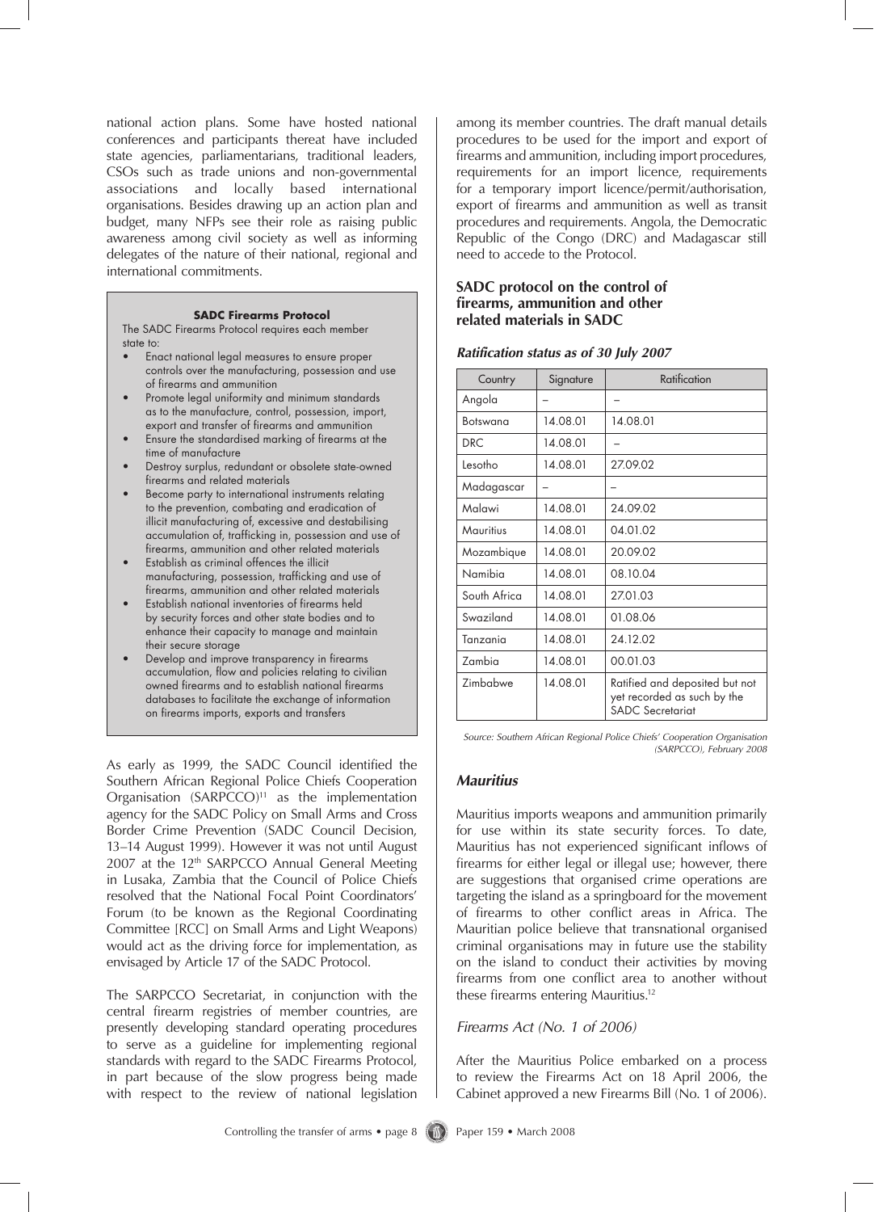national action plans. Some have hosted national conferences and participants thereat have included state agencies, parliamentarians, traditional leaders, CSOs such as trade unions and non-governmental associations and locally based international organisations. Besides drawing up an action plan and budget, many NFPs see their role as raising public awareness among civil society as well as informing delegates of the nature of their national, regional and international commitments.

**SADC Firearms Protocol**

The SADC Firearms Protocol requires each member state to:

- Enact national legal measures to ensure proper controls over the manufacturing, possession and use of firearms and ammunition
- Promote legal uniformity and minimum standards as to the manufacture, control, possession, import, export and transfer of firearms and ammunition
- Ensure the standardised marking of firearms at the time of manufacture
- Destroy surplus, redundant or obsolete state-owned firearms and related materials
- Become party to international instruments relating to the prevention, combating and eradication of illicit manufacturing of, excessive and destabilising accumulation of, trafficking in, possession and use of firearms, ammunition and other related materials
- Establish as criminal offences the illicit manufacturing, possession, trafficking and use of firearms, ammunition and other related materials
- Establish national inventories of firearms held by security forces and other state bodies and to enhance their capacity to manage and maintain their secure storage
- Develop and improve transparency in firearms accumulation, flow and policies relating to civilian owned firearms and to establish national firearms databases to facilitate the exchange of information on firearms imports, exports and transfers

As early as 1999, the SADC Council identified the Southern African Regional Police Chiefs Cooperation Organisation (SARPCCO)[11] as the implementation agency for the SADC Policy on Small Arms and Cross Border Crime Prevention (SADC Council Decision, 13–14 August 1999). However it was not until August 2007 at the 12th SARPCCO Annual General Meeting in Lusaka, Zambia that the Council of Police Chiefs resolved that the National Focal Point Coordinators' Forum (to be known as the Regional Coordinating Committee [RCC] on Small Arms and Light Weapons) would act as the driving force for implementation, as envisaged by Article 17 of the SADC Protocol.

The SARPCCO Secretariat, in conjunction with the central firearm registries of member countries, are presently developing standard operating procedures to serve as a guideline for implementing regional standards with regard to the SADC Firearms Protocol, in part because of the slow progress being made with respect to the review of national legislation among its member countries. The draft manual details procedures to be used for the import and export of firearms and ammunition, including import procedures, requirements for an import licence, requirements for a temporary import licence/permit/authorisation, export of firearms and ammunition as well as transit procedures and requirements. Angola, the Democratic Republic of the Congo (DRC) and Madagascar still need to accede to the Protocol.

### SADC protocol on the control of firearms, ammunition and other related materials in SADC

***Ratification status as of 30 July 2007***

| Country | Signature | Ratification |
|---|---|---|
| Angola | – | – |
| Botswana | 14.08.01 | 14.08.01 |
| DRC | 14.08.01 | – |
| Lesotho | 14.08.01 | 27.09.02 |
| Madagascar | – | – |
| Malawi | 14.08.01 | 24.09.02 |
| Mauritius | 14.08.01 | 04.01.02 |
| Mozambique | 14.08.01 | 20.09.02 |
| Namibia | 14.08.01 | 08.10.04 |
| South Africa | 14.08.01 | 27.01.03 |
| Swaziland | 14.08.01 | 01.08.06 |
| Tanzania | 14.08.01 | 24.12.02 |
| Zambia | 14.08.01 | 00.01.03 |
| Zimbabwe | 14.08.01 | Ratified and deposited but not yet recorded as such by the SADC Secretariat |

*Source: Southern African Regional Police Chiefs' Cooperation Organisation (SARPCCO), February 2008*

### *Mauritius*

Mauritius imports weapons and ammunition primarily for use within its state security forces. To date, Mauritius has not experienced significant inflows of firearms for either legal or illegal use; however, there are suggestions that organised crime operations are targeting the island as a springboard for the movement of firearms to other conflict areas in Africa. The Mauritian police believe that transnational organised criminal organisations may in future use the stability on the island to conduct their activities by moving firearms from one conflict area to another without these firearms entering Mauritius.[12]

*Firearms Act (No. 1 of 2006)*

After the Mauritius Police embarked on a process to review the Firearms Act on 18 April 2006, the Cabinet approved a new Firearms Bill (No. 1 of 2006).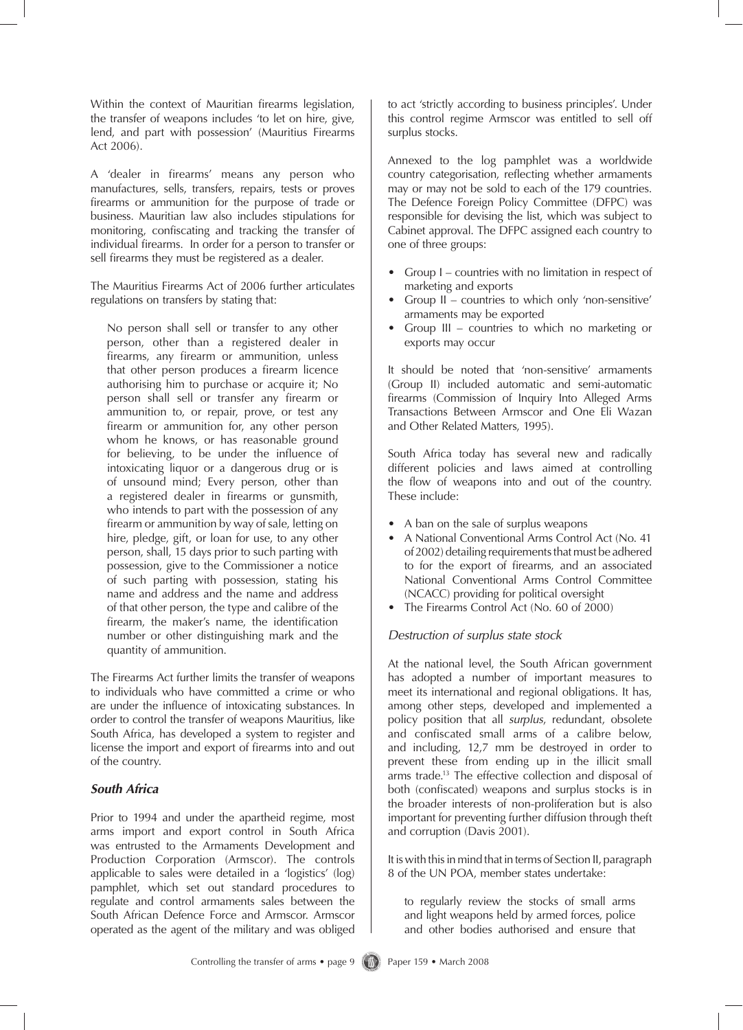Within the context of Mauritian firearms legislation, the transfer of weapons includes 'to let on hire, give, lend, and part with possession' (Mauritius Firearms Act 2006).

A 'dealer in firearms' means any person who manufactures, sells, transfers, repairs, tests or proves firearms or ammunition for the purpose of trade or business. Mauritian law also includes stipulations for monitoring, confiscating and tracking the transfer of individual firearms. In order for a person to transfer or sell firearms they must be registered as a dealer.

The Mauritius Firearms Act of 2006 further articulates regulations on transfers by stating that:

> No person shall sell or transfer to any other person, other than a registered dealer in firearms, any firearm or ammunition, unless that other person produces a firearm licence authorising him to purchase or acquire it; No person shall sell or transfer any firearm or ammunition to, or repair, prove, or test any firearm or ammunition for, any other person whom he knows, or has reasonable ground for believing, to be under the influence of intoxicating liquor or a dangerous drug or is of unsound mind; Every person, other than a registered dealer in firearms or gunsmith, who intends to part with the possession of any firearm or ammunition by way of sale, letting on hire, pledge, gift, or loan for use, to any other person, shall, 15 days prior to such parting with possession, give to the Commissioner a notice of such parting with possession, stating his name and address and the name and address of that other person, the type and calibre of the firearm, the maker's name, the identification number or other distinguishing mark and the quantity of ammunition.

The Firearms Act further limits the transfer of weapons to individuals who have committed a crime or who are under the influence of intoxicating substances. In order to control the transfer of weapons Mauritius, like South Africa, has developed a system to register and license the import and export of firearms into and out of the country.

### *South Africa*

Prior to 1994 and under the apartheid regime, most arms import and export control in South Africa was entrusted to the Armaments Development and Production Corporation (Armscor). The controls applicable to sales were detailed in a 'logistics' (log) pamphlet, which set out standard procedures to regulate and control armaments sales between the South African Defence Force and Armscor. Armscor operated as the agent of the military and was obliged to act 'strictly according to business principles'. Under this control regime Armscor was entitled to sell off surplus stocks.

Annexed to the log pamphlet was a worldwide country categorisation, reflecting whether armaments may or may not be sold to each of the 179 countries. The Defence Foreign Policy Committee (DFPC) was responsible for devising the list, which was subject to Cabinet approval. The DFPC assigned each country to one of three groups:

- Group I – countries with no limitation in respect of marketing and exports
- Group II – countries to which only 'non-sensitive' armaments may be exported
- Group III – countries to which no marketing or exports may occur

It should be noted that 'non-sensitive' armaments (Group II) included automatic and semi-automatic firearms (Commission of Inquiry Into Alleged Arms Transactions Between Armscor and One Eli Wazan and Other Related Matters, 1995).

South Africa today has several new and radically different policies and laws aimed at controlling the flow of weapons into and out of the country. These include:

- A ban on the sale of surplus weapons
- A National Conventional Arms Control Act (No. 41 of 2002) detailing requirements that must be adhered to for the export of firearms, and an associated National Conventional Arms Control Committee (NCACC) providing for political oversight
- The Firearms Control Act (No. 60 of 2000)

#### *Destruction of surplus state stock*

At the national level, the South African government has adopted a number of important measures to meet its international and regional obligations. It has, among other steps, developed and implemented a policy position that all *surplus*, redundant, obsolete and confiscated small arms of a calibre below, and including, 12,7 mm be destroyed in order to prevent these from ending up in the illicit small arms trade.[13] The effective collection and disposal of both (confiscated) weapons and surplus stocks is in the broader interests of non-proliferation but is also important for preventing further diffusion through theft and corruption (Davis 2001).

It is with this in mind that in terms of Section II, paragraph 8 of the UN POA, member states undertake:

> to regularly review the stocks of small arms and light weapons held by armed forces, police and other bodies authorised and ensure that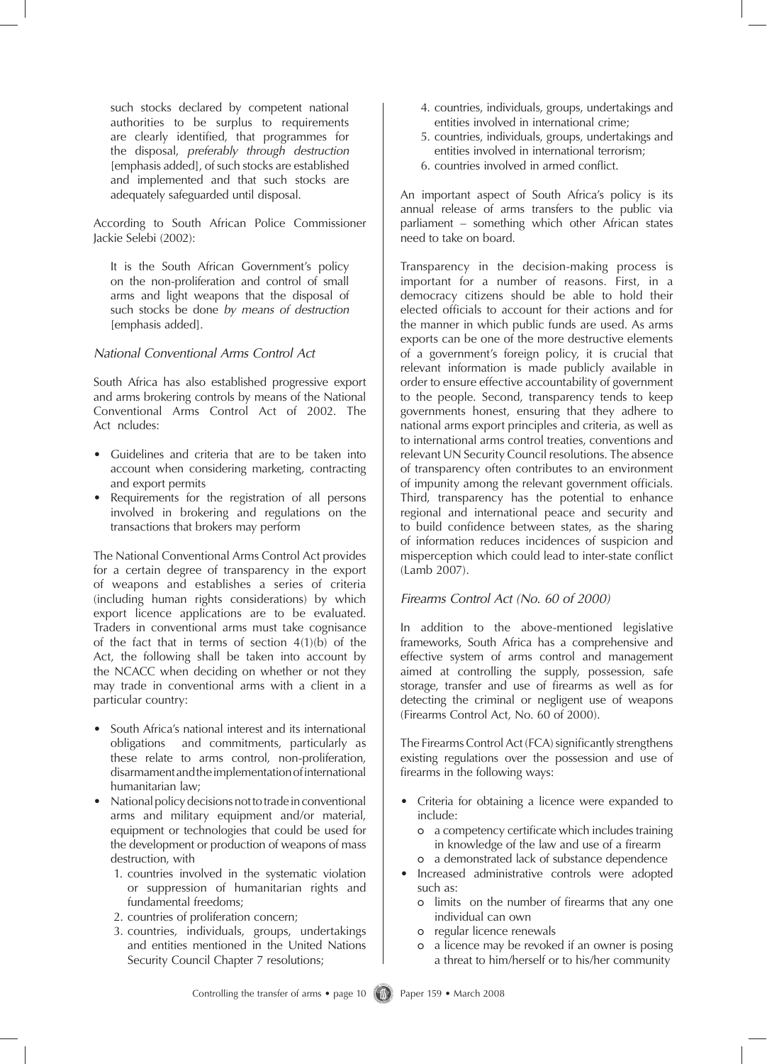such stocks declared by competent national authorities to be surplus to requirements are clearly identified, that programmes for the disposal, *preferably through destruction* [emphasis added], of such stocks are established and implemented and that such stocks are adequately safeguarded until disposal.

According to South African Police Commissioner Jackie Selebi (2002):

> It is the South African Government's policy on the non-proliferation and control of small arms and light weapons that the disposal of such stocks be done *by means of destruction* [emphasis added].

### *National Conventional Arms Control Act*

South Africa has also established progressive export and arms brokering controls by means of the National Conventional Arms Control Act of 2002. The Act ncludes:

- Guidelines and criteria that are to be taken into account when considering marketing, contracting and export permits
- Requirements for the registration of all persons involved in brokering and regulations on the transactions that brokers may perform

The National Conventional Arms Control Act provides for a certain degree of transparency in the export of weapons and establishes a series of criteria (including human rights considerations) by which export licence applications are to be evaluated. Traders in conventional arms must take cognisance of the fact that in terms of section 4(1)(b) of the Act, the following shall be taken into account by the NCACC when deciding on whether or not they may trade in conventional arms with a client in a particular country:

- South Africa's national interest and its international obligations and commitments, particularly as these relate to arms control, non-proliferation, disarmament and the implementation of international humanitarian law;
- National policy decisions not to trade in conventional arms and military equipment and/or material, equipment or technologies that could be used for the development or production of weapons of mass destruction, with
  1. countries involved in the systematic violation or suppression of humanitarian rights and fundamental freedoms;
  2. countries of proliferation concern;
  3. countries, individuals, groups, undertakings and entities mentioned in the United Nations Security Council Chapter 7 resolutions;
  4. countries, individuals, groups, undertakings and entities involved in international crime;
  5. countries, individuals, groups, undertakings and entities involved in international terrorism;
  6. countries involved in armed conflict.

An important aspect of South Africa's policy is its annual release of arms transfers to the public via parliament – something which other African states need to take on board.

Transparency in the decision-making process is important for a number of reasons. First, in a democracy citizens should be able to hold their elected officials to account for their actions and for the manner in which public funds are used. As arms exports can be one of the more destructive elements of a government's foreign policy, it is crucial that relevant information is made publicly available in order to ensure effective accountability of government to the people. Second, transparency tends to keep governments honest, ensuring that they adhere to national arms export principles and criteria, as well as to international arms control treaties, conventions and relevant UN Security Council resolutions. The absence of transparency often contributes to an environment of impunity among the relevant government officials. Third, transparency has the potential to enhance regional and international peace and security and to build confidence between states, as the sharing of information reduces incidences of suspicion and misperception which could lead to inter-state conflict (Lamb 2007).

### *Firearms Control Act (No. 60 of 2000)*

In addition to the above-mentioned legislative frameworks, South Africa has a comprehensive and effective system of arms control and management aimed at controlling the supply, possession, safe storage, transfer and use of firearms as well as for detecting the criminal or negligent use of weapons (Firearms Control Act, No. 60 of 2000).

The Firearms Control Act (FCA) significantly strengthens existing regulations over the possession and use of firearms in the following ways:

- Criteria for obtaining a licence were expanded to include:
  - a competency certificate which includes training in knowledge of the law and use of a firearm
  - a demonstrated lack of substance dependence
- Increased administrative controls were adopted such as:
  - limits on the number of firearms that any one individual can own
  - regular licence renewals
  - a licence may be revoked if an owner is posing a threat to him/herself or to his/her community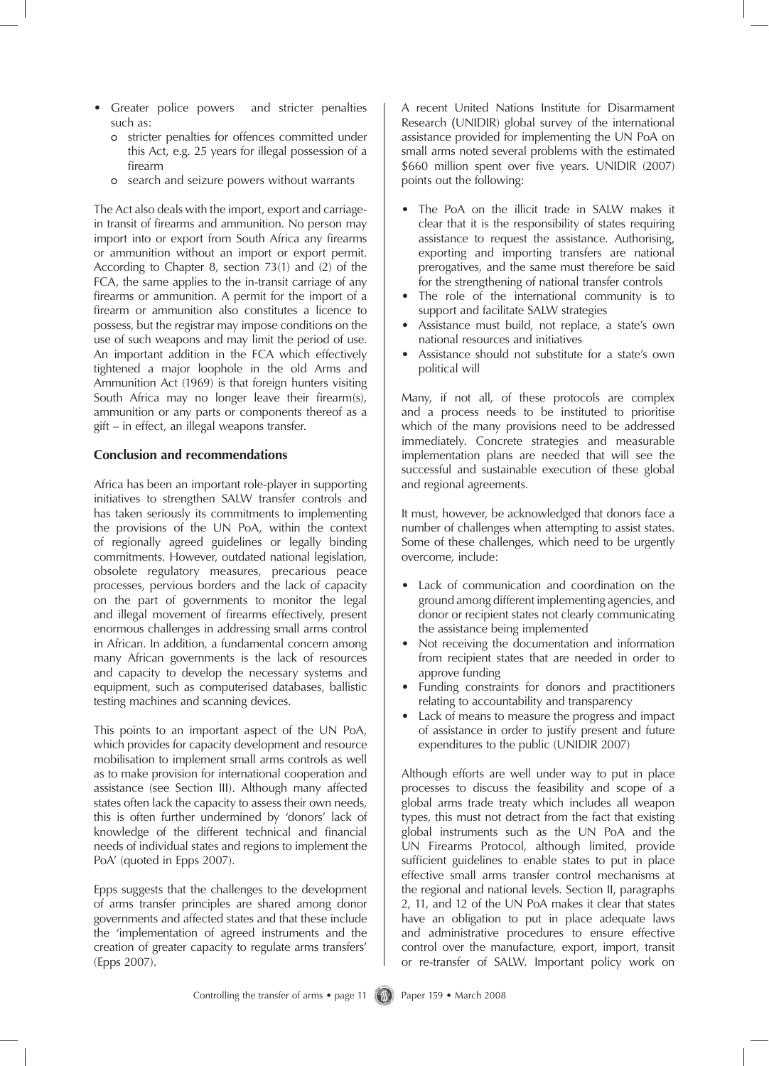- Greater police powers and stricter penalties such as:
  - stricter penalties for offences committed under this Act, e.g. 25 years for illegal possession of a firearm
  - search and seizure powers without warrants

The Act also deals with the import, export and carriage-in transit of firearms and ammunition. No person may import into or export from South Africa any firearms or ammunition without an import or export permit. According to Chapter 8, section 73(1) and (2) of the FCA, the same applies to the in-transit carriage of any firearms or ammunition. A permit for the import of a firearm or ammunition also constitutes a licence to possess, but the registrar may impose conditions on the use of such weapons and may limit the period of use. An important addition in the FCA which effectively tightened a major loophole in the old Arms and Ammunition Act (1969) is that foreign hunters visiting South Africa may no longer leave their firearm(s), ammunition or any parts or components thereof as a gift – in effect, an illegal weapons transfer.

## Conclusion and recommendations

Africa has been an important role-player in supporting initiatives to strengthen SALW transfer controls and has taken seriously its commitments to implementing the provisions of the UN PoA, within the context of regionally agreed guidelines or legally binding commitments. However, outdated national legislation, obsolete regulatory measures, precarious peace processes, pervious borders and the lack of capacity on the part of governments to monitor the legal and illegal movement of firearms effectively, present enormous challenges in addressing small arms control in African. In addition, a fundamental concern among many African governments is the lack of resources and capacity to develop the necessary systems and equipment, such as computerised databases, ballistic testing machines and scanning devices.

This points to an important aspect of the UN PoA, which provides for capacity development and resource mobilisation to implement small arms controls as well as to make provision for international cooperation and assistance (see Section III). Although many affected states often lack the capacity to assess their own needs, this is often further undermined by 'donors' lack of knowledge of the different technical and financial needs of individual states and regions to implement the PoA' (quoted in Epps 2007).

Epps suggests that the challenges to the development of arms transfer principles are shared among donor governments and affected states and that these include the 'implementation of agreed instruments and the creation of greater capacity to regulate arms transfers' (Epps 2007).

A recent United Nations Institute for Disarmament Research (UNIDIR) global survey of the international assistance provided for implementing the UN PoA on small arms noted several problems with the estimated $660 million spent over five years. UNIDIR (2007) points out the following:

- The PoA on the illicit trade in SALW makes it clear that it is the responsibility of states requiring assistance to request the assistance. Authorising, exporting and importing transfers are national prerogatives, and the same must therefore be said for the strengthening of national transfer controls
- The role of the international community is to support and facilitate SALW strategies
- Assistance must build, not replace, a state's own national resources and initiatives
- Assistance should not substitute for a state's own political will

Many, if not all, of these protocols are complex and a process needs to be instituted to prioritise which of the many provisions need to be addressed immediately. Concrete strategies and measurable implementation plans are needed that will see the successful and sustainable execution of these global and regional agreements.

It must, however, be acknowledged that donors face a number of challenges when attempting to assist states. Some of these challenges, which need to be urgently overcome, include:

- Lack of communication and coordination on the ground among different implementing agencies, and donor or recipient states not clearly communicating the assistance being implemented
- Not receiving the documentation and information from recipient states that are needed in order to approve funding
- Funding constraints for donors and practitioners relating to accountability and transparency
- Lack of means to measure the progress and impact of assistance in order to justify present and future expenditures to the public (UNIDIR 2007)

Although efforts are well under way to put in place processes to discuss the feasibility and scope of a global arms trade treaty which includes all weapon types, this must not detract from the fact that existing global instruments such as the UN PoA and the UN Firearms Protocol, although limited, provide sufficient guidelines to enable states to put in place effective small arms transfer control mechanisms at the regional and national levels. Section II, paragraphs 2, 11, and 12 of the UN PoA makes it clear that states have an obligation to put in place adequate laws and administrative procedures to ensure effective control over the manufacture, export, import, transit or re-transfer of SALW. Important policy work on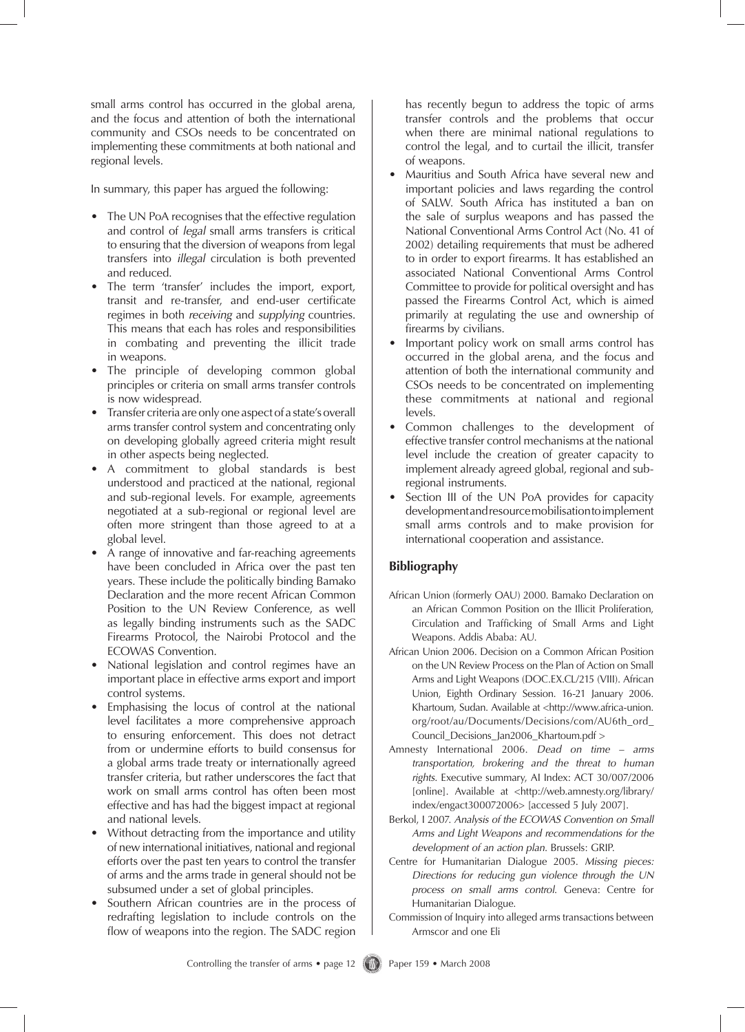small arms control has occurred in the global arena, and the focus and attention of both the international community and CSOs needs to be concentrated on implementing these commitments at both national and regional levels.

In summary, this paper has argued the following:

- The UN PoA recognises that the effective regulation and control of *legal* small arms transfers is critical to ensuring that the diversion of weapons from legal transfers into *illegal* circulation is both prevented and reduced.
- The term 'transfer' includes the import, export, transit and re-transfer, and end-user certificate regimes in both *receiving* and *supplying* countries. This means that each has roles and responsibilities in combating and preventing the illicit trade in weapons.
- The principle of developing common global principles or criteria on small arms transfer controls is now widespread.
- Transfer criteria are only one aspect of a state's overall arms transfer control system and concentrating only on developing globally agreed criteria might result in other aspects being neglected.
- A commitment to global standards is best understood and practiced at the national, regional and sub-regional levels. For example, agreements negotiated at a sub-regional or regional level are often more stringent than those agreed to at a global level.
- A range of innovative and far-reaching agreements have been concluded in Africa over the past ten years. These include the politically binding Bamako Declaration and the more recent African Common Position to the UN Review Conference, as well as legally binding instruments such as the SADC Firearms Protocol, the Nairobi Protocol and the ECOWAS Convention.
- National legislation and control regimes have an important place in effective arms export and import control systems.
- Emphasising the locus of control at the national level facilitates a more comprehensive approach to ensuring enforcement. This does not detract from or undermine efforts to build consensus for a global arms trade treaty or internationally agreed transfer criteria, but rather underscores the fact that work on small arms control has often been most effective and has had the biggest impact at regional and national levels.
- Without detracting from the importance and utility of new international initiatives, national and regional efforts over the past ten years to control the transfer of arms and the arms trade in general should not be subsumed under a set of global principles.
- Southern African countries are in the process of redrafting legislation to include controls on the flow of weapons into the region. The SADC region has recently begun to address the topic of arms transfer controls and the problems that occur when there are minimal national regulations to control the legal, and to curtail the illicit, transfer of weapons.
- Mauritius and South Africa have several new and important policies and laws regarding the control of SALW. South Africa has instituted a ban on the sale of surplus weapons and has passed the National Conventional Arms Control Act (No. 41 of 2002) detailing requirements that must be adhered to in order to export firearms. It has established an associated National Conventional Arms Control Committee to provide for political oversight and has passed the Firearms Control Act, which is aimed primarily at regulating the use and ownership of firearms by civilians.
- Important policy work on small arms control has occurred in the global arena, and the focus and attention of both the international community and CSOs needs to be concentrated on implementing these commitments at national and regional levels.
- Common challenges to the development of effective transfer control mechanisms at the national level include the creation of greater capacity to implement already agreed global, regional and sub-regional instruments.
- Section III of the UN PoA provides for capacity development and resource mobilisation to implement small arms controls and to make provision for international cooperation and assistance.

## Bibliography

African Union (formerly OAU) 2000. Bamako Declaration on an African Common Position on the Illicit Proliferation, Circulation and Trafficking of Small Arms and Light Weapons. Addis Ababa: AU.

African Union 2006. Decision on a Common African Position on the UN Review Process on the Plan of Action on Small Arms and Light Weapons (DOC.EX.CL/215 (VIII). African Union, Eighth Ordinary Session. 16-21 January 2006. Khartoum, Sudan. Available at <http://www.africa-union.org/root/au/Documents/Decisions/com/AU6th_ord_Council_Decisions_Jan2006_Khartoum.pdf >

Amnesty International 2006. *Dead on time – arms transportation, brokering and the threat to human rights.* Executive summary, AI Index: ACT 30/007/2006 [online]. Available at <http://web.amnesty.org/library/index/engact300072006> [accessed 5 July 2007].

Berkol, I 2007. *Analysis of the ECOWAS Convention on Small Arms and Light Weapons and recommendations for the development of an action plan.* Brussels: GRIP.

Centre for Humanitarian Dialogue 2005. *Missing pieces: Directions for reducing gun violence through the UN process on small arms control.* Geneva: Centre for Humanitarian Dialogue.

Commission of Inquiry into alleged arms transactions between Armscor and one Eli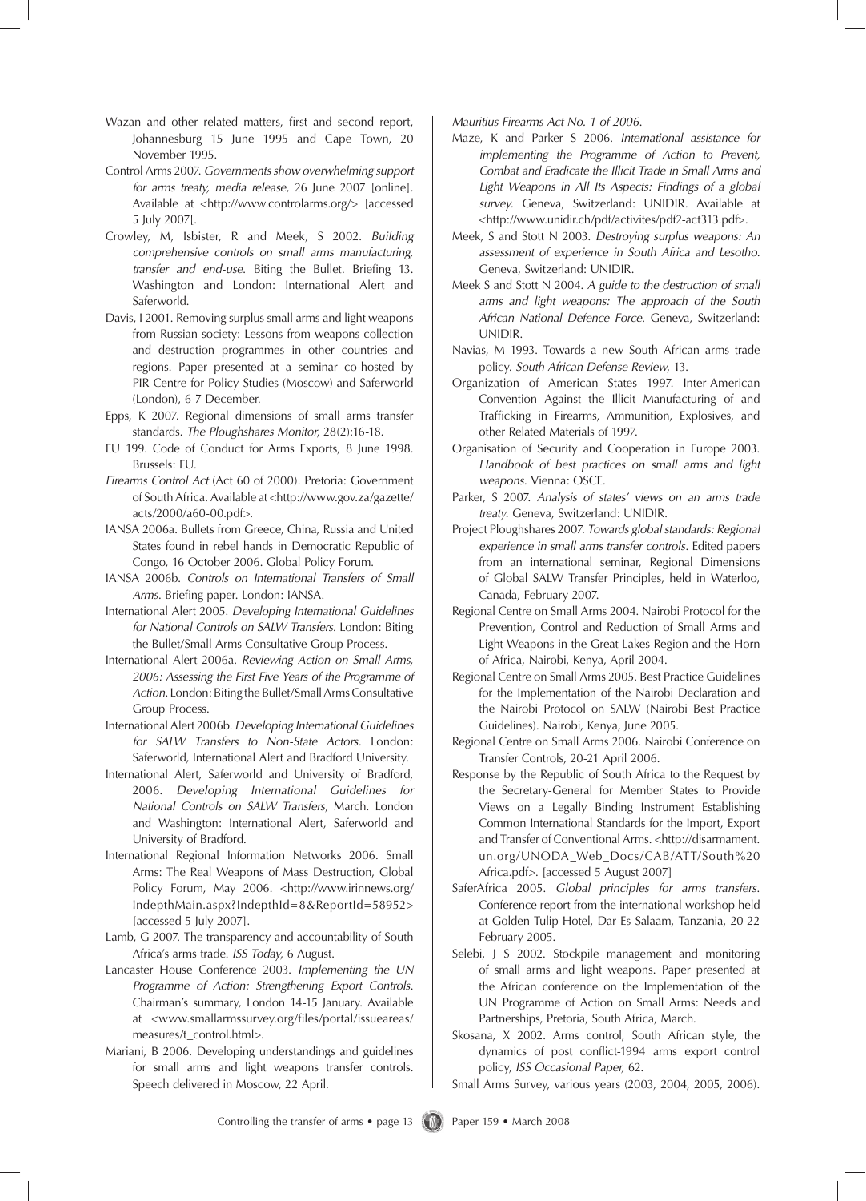Wazan and other related matters, first and second report, Johannesburg 15 June 1995 and Cape Town, 20 November 1995.

Control Arms 2007. *Governments show overwhelming support for arms treaty, media release*, 26 June 2007 [online]. Available at <http://www.controlarms.org/> [accessed 5 July 2007[.

Crowley, M, Isbister, R and Meek, S 2002. *Building comprehensive controls on small arms manufacturing, transfer and end-use*. Biting the Bullet. Briefing 13. Washington and London: International Alert and Saferworld.

Davis, I 2001. Removing surplus small arms and light weapons from Russian society: Lessons from weapons collection and destruction programmes in other countries and regions. Paper presented at a seminar co-hosted by PIR Centre for Policy Studies (Moscow) and Saferworld (London), 6-7 December.

Epps, K 2007. Regional dimensions of small arms transfer standards. *The Ploughshares Monitor*, 28(2):16-18.

EU 199. Code of Conduct for Arms Exports, 8 June 1998. Brussels: EU.

*Firearms Control Act* (Act 60 of 2000). Pretoria: Government of South Africa. Available at <http://www.gov.za/gazette/acts/2000/a60-00.pdf>.

IANSA 2006a. Bullets from Greece, China, Russia and United States found in rebel hands in Democratic Republic of Congo, 16 October 2006. Global Policy Forum.

IANSA 2006b. *Controls on International Transfers of Small Arms*. Briefing paper. London: IANSA.

International Alert 2005. *Developing International Guidelines for National Controls on SALW Transfers*. London: Biting the Bullet/Small Arms Consultative Group Process.

International Alert 2006a. *Reviewing Action on Small Arms, 2006: Assessing the First Five Years of the Programme of Action*. London: Biting the Bullet/Small Arms Consultative Group Process.

International Alert 2006b. *Developing International Guidelines for SALW Transfers to Non-State Actors*. London: Saferworld, International Alert and Bradford University.

International Alert, Saferworld and University of Bradford, 2006. *Developing International Guidelines for National Controls on SALW Transfers*, March. London and Washington: International Alert, Saferworld and University of Bradford.

International Regional Information Networks 2006. Small Arms: The Real Weapons of Mass Destruction, Global Policy Forum, May 2006. <http://www.irinnews.org/IndepthMain.aspx?IndepthId=8&ReportId=58952> [accessed 5 July 2007].

Lamb, G 2007. The transparency and accountability of South Africa's arms trade. *ISS Today*, 6 August.

Lancaster House Conference 2003. *Implementing the UN Programme of Action: Strengthening Export Controls*. Chairman's summary, London 14-15 January. Available at <www.smallarmssurvey.org/files/portal/issueareas/measures/t_control.html>.

Mariani, B 2006. Developing understandings and guidelines for small arms and light weapons transfer controls. Speech delivered in Moscow, 22 April.

*Mauritius Firearms Act No. 1 of 2006*.

Maze, K and Parker S 2006. *International assistance for implementing the Programme of Action to Prevent, Combat and Eradicate the Illicit Trade in Small Arms and Light Weapons in All Its Aspects: Findings of a global survey*. Geneva, Switzerland: UNIDIR. Available at <http://www.unidir.ch/pdf/activites/pdf2-act313.pdf>.

Meek, S and Stott N 2003. *Destroying surplus weapons: An assessment of experience in South Africa and Lesotho*. Geneva, Switzerland: UNIDIR.

Meek S and Stott N 2004. *A guide to the destruction of small arms and light weapons: The approach of the South African National Defence Force*. Geneva, Switzerland: UNIDIR.

Navias, M 1993. Towards a new South African arms trade policy. *South African Defense Review*, 13.

Organization of American States 1997. Inter-American Convention Against the Illicit Manufacturing of and Trafficking in Firearms, Ammunition, Explosives, and other Related Materials of 1997.

Organisation of Security and Cooperation in Europe 2003. *Handbook of best practices on small arms and light weapons*. Vienna: OSCE.

Parker, S 2007. *Analysis of states' views on an arms trade treaty*. Geneva, Switzerland: UNIDIR.

Project Ploughshares 2007. *Towards global standards: Regional experience in small arms transfer controls*. Edited papers from an international seminar, Regional Dimensions of Global SALW Transfer Principles, held in Waterloo, Canada, February 2007.

Regional Centre on Small Arms 2004. Nairobi Protocol for the Prevention, Control and Reduction of Small Arms and Light Weapons in the Great Lakes Region and the Horn of Africa, Nairobi, Kenya, April 2004.

Regional Centre on Small Arms 2005. Best Practice Guidelines for the Implementation of the Nairobi Declaration and the Nairobi Protocol on SALW (Nairobi Best Practice Guidelines). Nairobi, Kenya, June 2005.

Regional Centre on Small Arms 2006. Nairobi Conference on Transfer Controls, 20-21 April 2006.

Response by the Republic of South Africa to the Request by the Secretary-General for Member States to Provide Views on a Legally Binding Instrument Establishing Common International Standards for the Import, Export and Transfer of Conventional Arms. <http://disarmament.un.org/UNODA_Web_Docs/CAB/ATT/South%20Africa.pdf>. [accessed 5 August 2007]

SaferAfrica 2005. *Global principles for arms transfers*. Conference report from the international workshop held at Golden Tulip Hotel, Dar Es Salaam, Tanzania, 20-22 February 2005.

Selebi, J S 2002. Stockpile management and monitoring of small arms and light weapons. Paper presented at the African conference on the Implementation of the UN Programme of Action on Small Arms: Needs and Partnerships, Pretoria, South Africa, March.

Skosana, X 2002. Arms control, South African style, the dynamics of post conflict-1994 arms export control policy, *ISS Occasional Paper*, 62.

Small Arms Survey, various years (2003, 2004, 2005, 2006).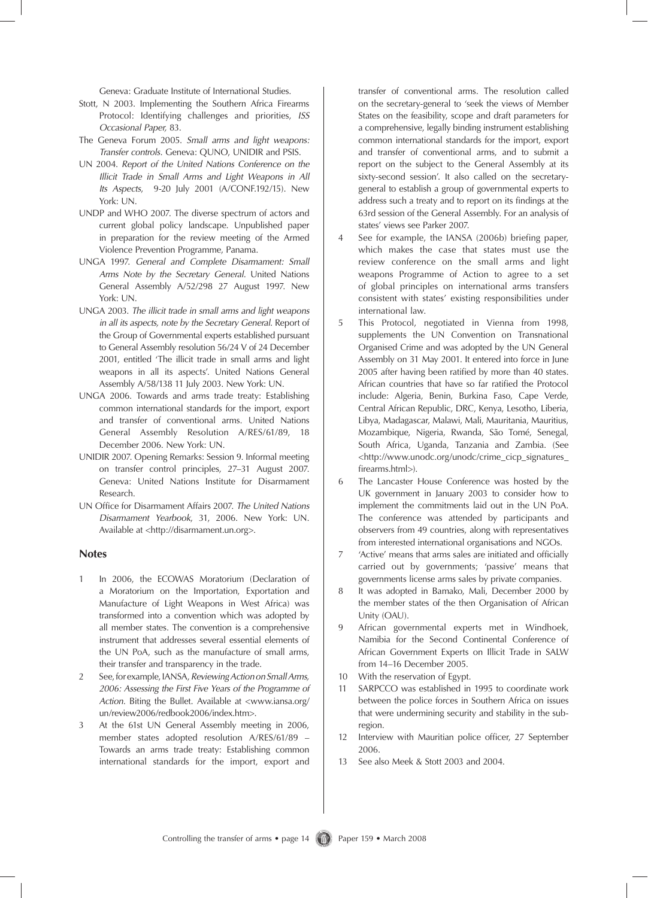Geneva: Graduate Institute of International Studies.

Stott, N 2003. Implementing the Southern Africa Firearms Protocol: Identifying challenges and priorities, *ISS Occasional Paper,* 83.

The Geneva Forum 2005. *Small arms and light weapons: Transfer controls.* Geneva: QUNO, UNIDIR and PSIS.

UN 2004. *Report of the United Nations Conference on the Illicit Trade in Small Arms and Light Weapons in All Its Aspects*, 9-20 July 2001 (A/CONF.192/15). New York: UN.

UNDP and WHO 2007. The diverse spectrum of actors and current global policy landscape. Unpublished paper in preparation for the review meeting of the Armed Violence Prevention Programme, Panama.

UNGA 1997. *General and Complete Disarmament: Small Arms Note by the Secretary General.* United Nations General Assembly A/52/298 27 August 1997. New York: UN.

UNGA 2003. *The illicit trade in small arms and light weapons in all its aspects, note by the Secretary General.* Report of the Group of Governmental experts established pursuant to General Assembly resolution 56/24 V of 24 December 2001, entitled 'The illicit trade in small arms and light weapons in all its aspects'. United Nations General Assembly A/58/138 11 July 2003. New York: UN.

UNGA 2006. Towards and arms trade treaty: Establishing common international standards for the import, export and transfer of conventional arms. United Nations General Assembly Resolution A/RES/61/89, 18 December 2006. New York: UN.

UNIDIR 2007. Opening Remarks: Session 9. Informal meeting on transfer control principles, 27–31 August 2007. Geneva: United Nations Institute for Disarmament Research.

UN Office for Disarmament Affairs 2007. *The United Nations Disarmament Yearbook*, 31, 2006. New York: UN. Available at <http://disarmament.un.org>.

## Notes

1. In 2006, the ECOWAS Moratorium (Declaration of a Moratorium on the Importation, Exportation and Manufacture of Light Weapons in West Africa) was transformed into a convention which was adopted by all member states. The convention is a comprehensive instrument that addresses several essential elements of the UN PoA, such as the manufacture of small arms, their transfer and transparency in the trade.
2. See, for example, IANSA, *Reviewing Action on Small Arms, 2006: Assessing the First Five Years of the Programme of Action.* Biting the Bullet. Available at <www.iansa.org/un/review2006/redbook2006/index.htm>.
3. At the 61st UN General Assembly meeting in 2006, member states adopted resolution A/RES/61/89 – Towards an arms trade treaty: Establishing common international standards for the import, export and transfer of conventional arms. The resolution called on the secretary-general to 'seek the views of Member States on the feasibility, scope and draft parameters for a comprehensive, legally binding instrument establishing common international standards for the import, export and transfer of conventional arms, and to submit a report on the subject to the General Assembly at its sixty-second session'. It also called on the secretary-general to establish a group of governmental experts to address such a treaty and to report on its findings at the 63rd session of the General Assembly. For an analysis of states' views see Parker 2007.
4. See for example, the IANSA (2006b) briefing paper, which makes the case that states must use the review conference on the small arms and light weapons Programme of Action to agree to a set of global principles on international arms transfers consistent with states' existing responsibilities under international law.
5. This Protocol, negotiated in Vienna from 1998, supplements the UN Convention on Transnational Organised Crime and was adopted by the UN General Assembly on 31 May 2001. It entered into force in June 2005 after having been ratified by more than 40 states. African countries that have so far ratified the Protocol include: Algeria, Benin, Burkina Faso, Cape Verde, Central African Republic, DRC, Kenya, Lesotho, Liberia, Libya, Madagascar, Malawi, Mali, Mauritania, Mauritius, Mozambique, Nigeria, Rwanda, São Tomé, Senegal, South Africa, Uganda, Tanzania and Zambia. (See <http://www.unodc.org/unodc/crime_cicp_signatures_firearms.html>).
6. The Lancaster House Conference was hosted by the UK government in January 2003 to consider how to implement the commitments laid out in the UN PoA. The conference was attended by participants and observers from 49 countries, along with representatives from interested international organisations and NGOs.
7. 'Active' means that arms sales are initiated and officially carried out by governments; 'passive' means that governments license arms sales by private companies.
8. It was adopted in Bamako, Mali, December 2000 by the member states of the then Organisation of African Unity (OAU).
9. African governmental experts met in Windhoek, Namibia for the Second Continental Conference of African Government Experts on Illicit Trade in SALW from 14–16 December 2005.
10. With the reservation of Egypt.
11. SARPCCO was established in 1995 to coordinate work between the police forces in Southern Africa on issues that were undermining security and stability in the sub-region.
12. Interview with Mauritian police officer, 27 September 2006.
13. See also Meek & Stott 2003 and 2004.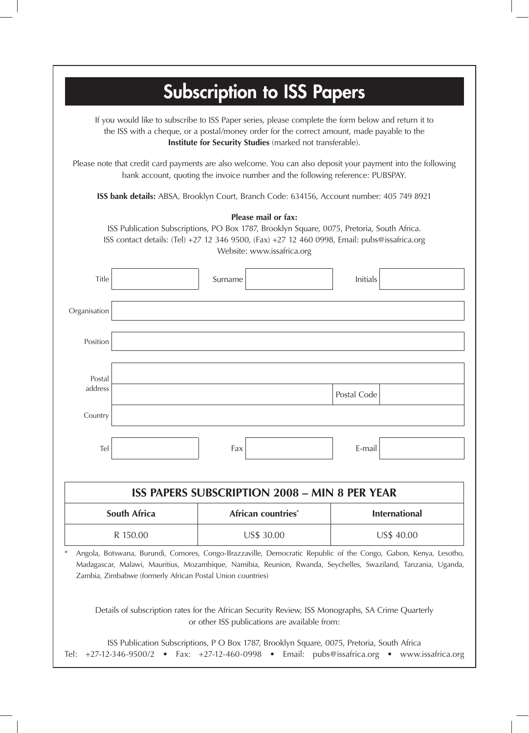# Subscription to ISS Papers

If you would like to subscribe to ISS Paper series, please complete the form below and return it to the ISS with a cheque, or a postal/money order for the correct amount, made payable to the **Institute for Security Studies** (marked not transferable).

Please note that credit card payments are also welcome. You can also deposit your payment into the following bank account, quoting the invoice number and the following reference: PUBSPAY.

**ISS bank details:** ABSA, Brooklyn Court, Branch Code: 634156, Account number: 405 749 8921

**Please mail or fax:**

ISS Publication Subscriptions, PO Box 1787, Brooklyn Square, 0075, Pretoria, South Africa.
ISS contact details: (Tel) +27 12 346 9500, (Fax) +27 12 460 0998, Email: pubs@issafrica.org
Website: www.issafrica.org

| | | | | | |
|---|---|---|---|---|---|
| Title | | Surname | | Initials | |
| Organisation | | | | | |
| Position | | | | | |
| Postal address | | | | | |
| | | | | Postal Code | |
| Country | | | | | |
| Tel | | Fax | | E-mail | |

| ISS PAPERS SUBSCRIPTION 2008 – MIN 8 PER YEAR | | |
|---|---|---|
| **South Africa** | **African countries*** | **International** |
| R 150.00 | US$ 30.00 | US$ 40.00 |

\* Angola, Botswana, Burundi, Comores, Congo-Brazzaville, Democratic Republic of the Congo, Gabon, Kenya, Lesotho, Madagascar, Malawi, Mauritius, Mozambique, Namibia, Reunion, Rwanda, Seychelles, Swaziland, Tanzania, Uganda, Zambia, Zimbabwe (formerly African Postal Union countries)

Details of subscription rates for the African Security Review, ISS Monographs, SA Crime Quarterly or other ISS publications are available from:

ISS Publication Subscriptions, P O Box 1787, Brooklyn Square, 0075, Pretoria, South Africa
Tel: +27-12-346-9500/2 • Fax: +27-12-460-0998 • Email: pubs@issafrica.org • www.issafrica.org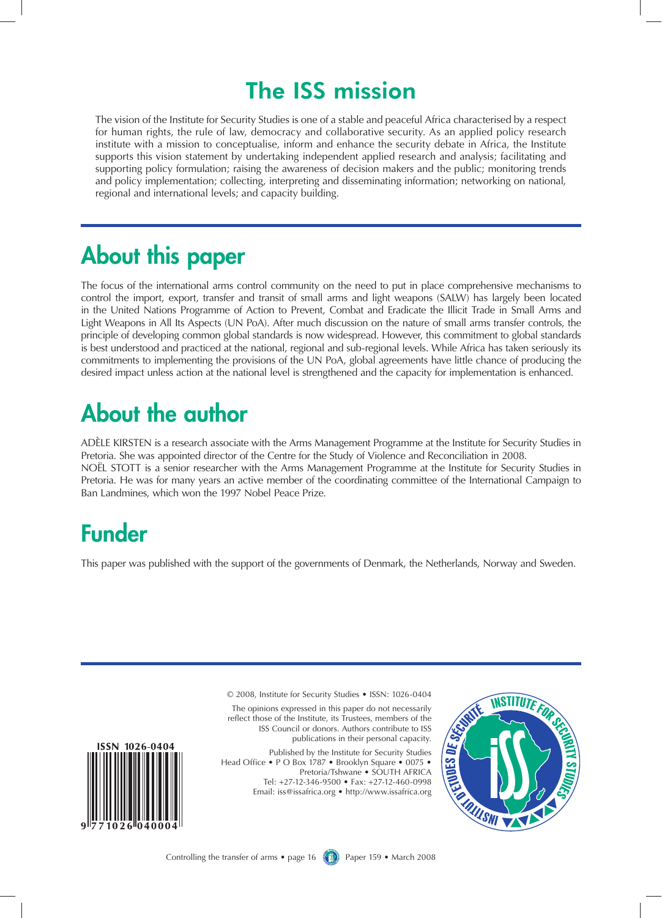## The ISS mission

The vision of the Institute for Security Studies is one of a stable and peaceful Africa characterised by a respect for human rights, the rule of law, democracy and collaborative security. As an applied policy research institute with a mission to conceptualise, inform and enhance the security debate in Africa, the Institute supports this vision statement by undertaking independent applied research and analysis; facilitating and supporting policy formulation; raising the awareness of decision makers and the public; monitoring trends and policy implementation; collecting, interpreting and disseminating information; networking on national, regional and international levels; and capacity building.

## About this paper

The focus of the international arms control community on the need to put in place comprehensive mechanisms to control the import, export, transfer and transit of small arms and light weapons (SALW) has largely been located in the United Nations Programme of Action to Prevent, Combat and Eradicate the Illicit Trade in Small Arms and Light Weapons in All Its Aspects (UN PoA). After much discussion on the nature of small arms transfer controls, the principle of developing common global standards is now widespread. However, this commitment to global standards is best understood and practiced at the national, regional and sub-regional levels. While Africa has taken seriously its commitments to implementing the provisions of the UN PoA, global agreements have little chance of producing the desired impact unless action at the national level is strengthened and the capacity for implementation is enhanced.

## About the author

ADÈLE KIRSTEN is a research associate with the Arms Management Programme at the Institute for Security Studies in Pretoria. She was appointed director of the Centre for the Study of Violence and Reconciliation in 2008.
NOËL STOTT is a senior researcher with the Arms Management Programme at the Institute for Security Studies in Pretoria. He was for many years an active member of the coordinating committee of the International Campaign to Ban Landmines, which won the 1997 Nobel Peace Prize.

## Funder

This paper was published with the support of the governments of Denmark, the Netherlands, Norway and Sweden.

© 2008, Institute for Security Studies • ISSN: 1026-0404

The opinions expressed in this paper do not necessarily reflect those of the Institute, its Trustees, members of the ISS Council or donors. Authors contribute to ISS publications in their personal capacity.

Published by the Institute for Security Studies
Head Office • P O Box 1787 • Brooklyn Square • 0075 • Pretoria/Tshwane • SOUTH AFRICA
Tel: +27-12-346-9500 • Fax: +27-12-460-0998
Email: iss@issafrica.org • http://www.issafrica.org

ISSN 1026-0404

9 771026 040004

INSTITUTE FOR SECURITY STUDIES • INSTITUT D'ETUDES DE SÉCURITÉ